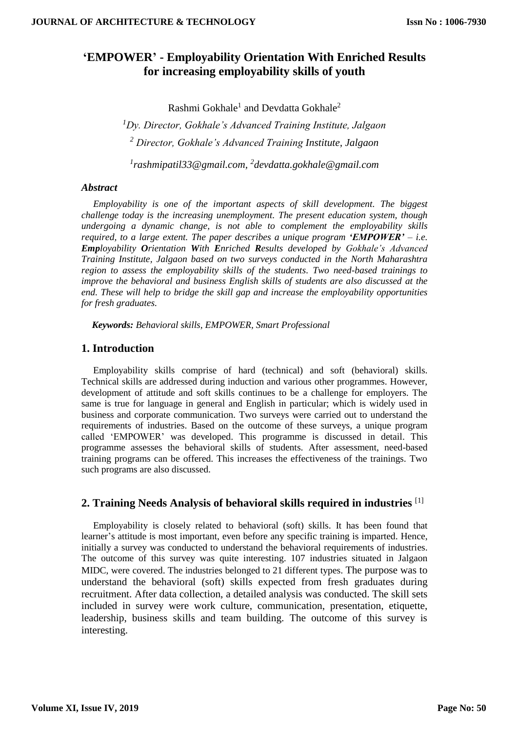# 'EMPOWER' - Employability Orientation With Enriched Results for increasing employability skills of youth

Rashmi Gokhale[1] and Devdatta Gokhale[2]

[1] *Dy. Director, Gokhale's Advanced Training Institute, Jalgaon*

[2] *Director, Gokhale's Advanced Training Institute, Jalgaon*

[1] *rashmipatil33@gmail.com*, [2] *devdatta.gokhale@gmail.com*

### *Abstract*

*Employability is one of the important aspects of skill development. The biggest challenge today is the increasing unemployment. The present education system, though undergoing a dynamic change, is not able to complement the employability skills required, to a large extent. The paper describes a unique program **'EMPOWER'** – i.e. **Emp**loyability **O**rientation **W**ith **E**nriched **R**esults developed by Gokhale's Advanced Training Institute, Jalgaon based on two surveys conducted in the North Maharashtra region to assess the employability skills of the students. Two need-based trainings to improve the behavioral and business English skills of students are also discussed at the end. These will help to bridge the skill gap and increase the employability opportunities for fresh graduates.*

***Keywords:*** *Behavioral skills, EMPOWER, Smart Professional*

## 1. Introduction

Employability skills comprise of hard (technical) and soft (behavioral) skills. Technical skills are addressed during induction and various other programmes. However, development of attitude and soft skills continues to be a challenge for employers. The same is true for language in general and English in particular; which is widely used in business and corporate communication. Two surveys were carried out to understand the requirements of industries. Based on the outcome of these surveys, a unique program called 'EMPOWER' was developed. This programme is discussed in detail. This programme assesses the behavioral skills of students. After assessment, need-based training programs can be offered. This increases the effectiveness of the trainings. Two such programs are also discussed.

## 2. Training Needs Analysis of behavioral skills required in industries [1]

Employability is closely related to behavioral (soft) skills. It has been found that learner's attitude is most important, even before any specific training is imparted. Hence, initially a survey was conducted to understand the behavioral requirements of industries. The outcome of this survey was quite interesting. 107 industries situated in Jalgaon MIDC, were covered. The industries belonged to 21 different types. The purpose was to understand the behavioral (soft) skills expected from fresh graduates during recruitment. After data collection, a detailed analysis was conducted. The skill sets included in survey were work culture, communication, presentation, etiquette, leadership, business skills and team building. The outcome of this survey is interesting.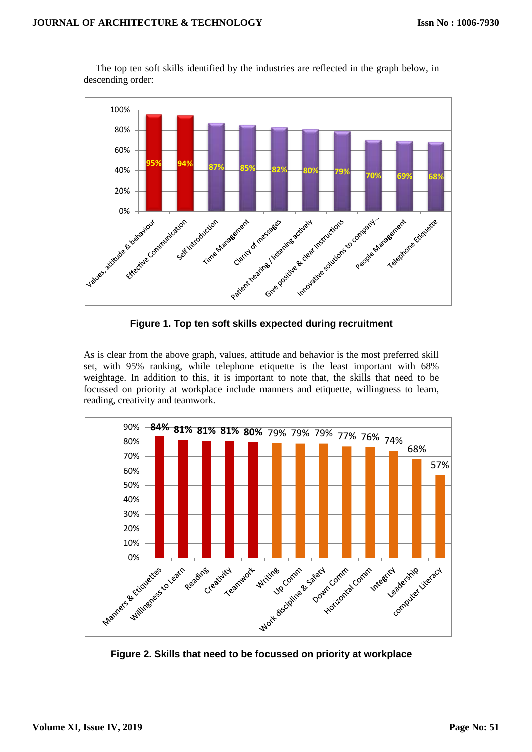The top ten soft skills identified by the industries are reflected in the graph below, in descending order:

| Skill | Percentage |
| --- | --- |
| Values, attitude & behaviour | 95% |
| Effective Communication | 94% |
| Self Introduction | 87% |
| Time Management | 85% |
| Clarity of messages | 82% |
| Patient hearing / listening actively | 80% |
| Give positive & clear Instructions | 79% |
| Innovative solutions to company... | 70% |
| People Management | 69% |
| Telephone Etiquette | 68% |

**Figure 1. Top ten soft skills expected during recruitment**

As is clear from the above graph, values, attitude and behavior is the most preferred skill set, with 95% ranking, while telephone etiquette is the least important with 68% weightage. In addition to this, it is important to note that, the skills that need to be focussed on priority at workplace include manners and etiquette, willingness to learn, reading, creativity and teamwork.

| Skill | Percentage |
| --- | --- |
| Manners & Etiquettes | 84% |
| Willingness to Learn | 81% |
| Reading | 81% |
| Creativity | 81% |
| Teamwork | 80% |
| Writing | 79% |
| Up Comm | 79% |
| Work discipline & Safety | 79% |
| Down Comm | 77% |
| Horizontal Comm | 76% |
| Integrity | 74% |
| Leadership | 68% |
| computer Literacy | 57% |

**Figure 2. Skills that need to be focussed on priority at workplace**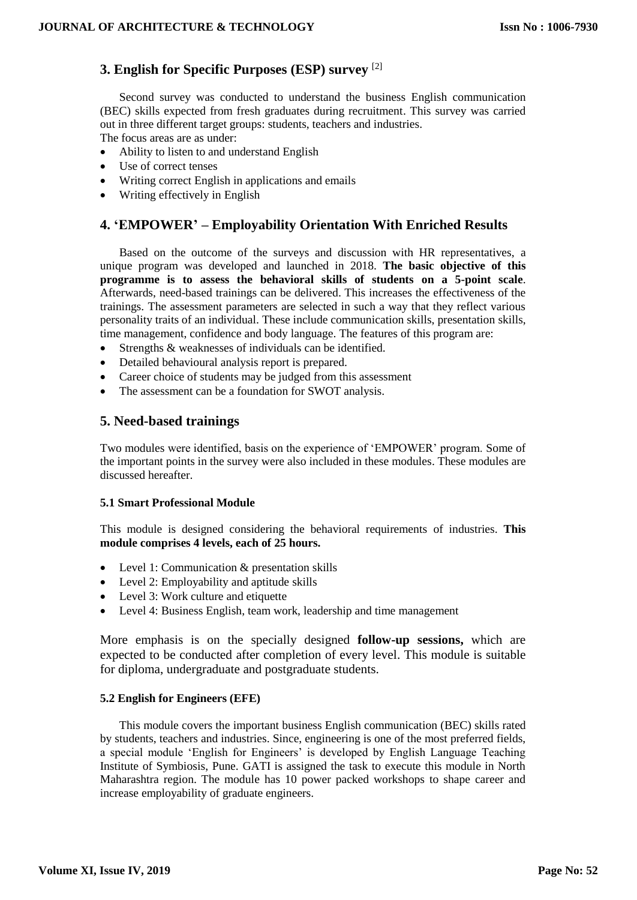## 3. English for Specific Purposes (ESP) survey [2]

Second survey was conducted to understand the business English communication (BEC) skills expected from fresh graduates during recruitment. This survey was carried out in three different target groups: students, teachers and industries.
The focus areas are as under:

- Ability to listen to and understand English
- Use of correct tenses
- Writing correct English in applications and emails
- Writing effectively in English

## 4. 'EMPOWER' – Employability Orientation With Enriched Results

Based on the outcome of the surveys and discussion with HR representatives, a unique program was developed and launched in 2018. **The basic objective of this programme is to assess the behavioral skills of students on a 5-point scale**. Afterwards, need-based trainings can be delivered. This increases the effectiveness of the trainings. The assessment parameters are selected in such a way that they reflect various personality traits of an individual. These include communication skills, presentation skills, time management, confidence and body language. The features of this program are:

- Strengths & weaknesses of individuals can be identified.
- Detailed behavioural analysis report is prepared.
- Career choice of students may be judged from this assessment
- The assessment can be a foundation for SWOT analysis.

## 5. Need-based trainings

Two modules were identified, basis on the experience of 'EMPOWER' program. Some of the important points in the survey were also included in these modules. These modules are discussed hereafter.

### 5.1 Smart Professional Module

This module is designed considering the behavioral requirements of industries. **This module comprises 4 levels, each of 25 hours.**

- Level 1: Communication & presentation skills
- Level 2: Employability and aptitude skills
- Level 3: Work culture and etiquette
- Level 4: Business English, team work, leadership and time management

More emphasis is on the specially designed **follow-up sessions,** which are expected to be conducted after completion of every level. This module is suitable for diploma, undergraduate and postgraduate students.

### 5.2 English for Engineers (EFE)

This module covers the important business English communication (BEC) skills rated by students, teachers and industries. Since, engineering is one of the most preferred fields, a special module 'English for Engineers' is developed by English Language Teaching Institute of Symbiosis, Pune. GATI is assigned the task to execute this module in North Maharashtra region. The module has 10 power packed workshops to shape career and increase employability of graduate engineers.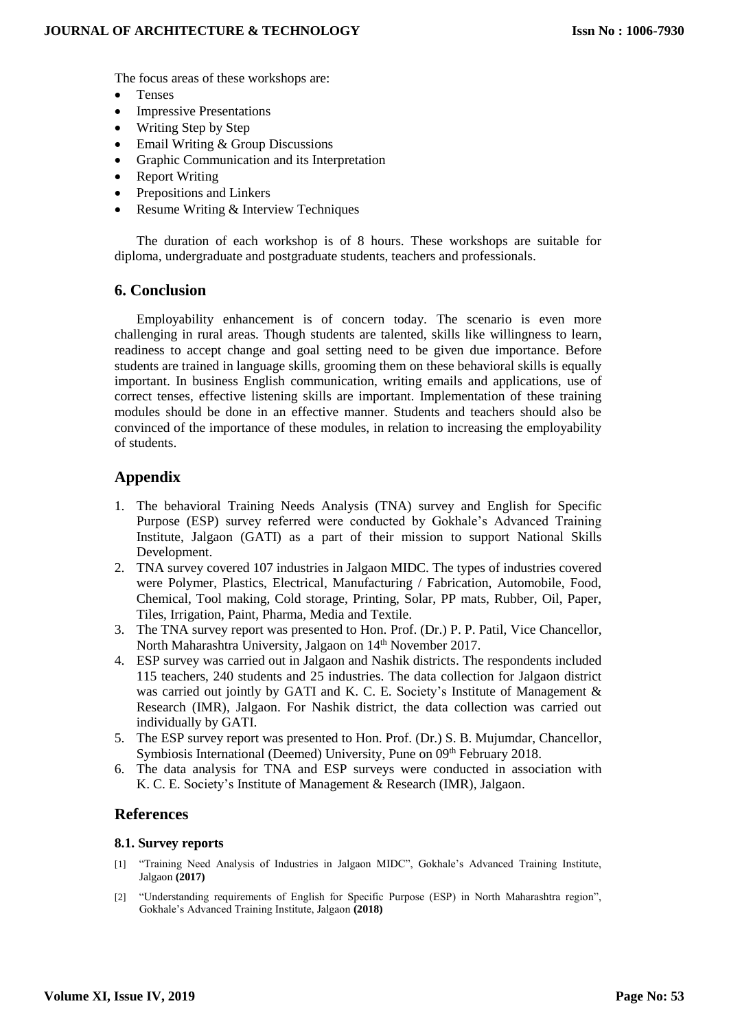The focus areas of these workshops are:

- Tenses
- Impressive Presentations
- Writing Step by Step
- Email Writing & Group Discussions
- Graphic Communication and its Interpretation
- Report Writing
- Prepositions and Linkers
- Resume Writing & Interview Techniques

The duration of each workshop is of 8 hours. These workshops are suitable for diploma, undergraduate and postgraduate students, teachers and professionals.

## 6. Conclusion

Employability enhancement is of concern today. The scenario is even more challenging in rural areas. Though students are talented, skills like willingness to learn, readiness to accept change and goal setting need to be given due importance. Before students are trained in language skills, grooming them on these behavioral skills is equally important. In business English communication, writing emails and applications, use of correct tenses, effective listening skills are important. Implementation of these training modules should be done in an effective manner. Students and teachers should also be convinced of the importance of these modules, in relation to increasing the employability of students.

## Appendix

1. The behavioral Training Needs Analysis (TNA) survey and English for Specific Purpose (ESP) survey referred were conducted by Gokhale's Advanced Training Institute, Jalgaon (GATI) as a part of their mission to support National Skills Development.
2. TNA survey covered 107 industries in Jalgaon MIDC. The types of industries covered were Polymer, Plastics, Electrical, Manufacturing / Fabrication, Automobile, Food, Chemical, Tool making, Cold storage, Printing, Solar, PP mats, Rubber, Oil, Paper, Tiles, Irrigation, Paint, Pharma, Media and Textile.
3. The TNA survey report was presented to Hon. Prof. (Dr.) P. P. Patil, Vice Chancellor, North Maharashtra University, Jalgaon on 14th November 2017.
4. ESP survey was carried out in Jalgaon and Nashik districts. The respondents included 115 teachers, 240 students and 25 industries. The data collection for Jalgaon district was carried out jointly by GATI and K. C. E. Society's Institute of Management & Research (IMR), Jalgaon. For Nashik district, the data collection was carried out individually by GATI.
5. The ESP survey report was presented to Hon. Prof. (Dr.) S. B. Mujumdar, Chancellor, Symbiosis International (Deemed) University, Pune on 09th February 2018.
6. The data analysis for TNA and ESP surveys were conducted in association with K. C. E. Society's Institute of Management & Research (IMR), Jalgaon.

## References

### 8.1. Survey reports

[1] "Training Need Analysis of Industries in Jalgaon MIDC", Gokhale's Advanced Training Institute, Jalgaon **(2017)**

[2] "Understanding requirements of English for Specific Purpose (ESP) in North Maharashtra region", Gokhale's Advanced Training Institute, Jalgaon **(2018)**